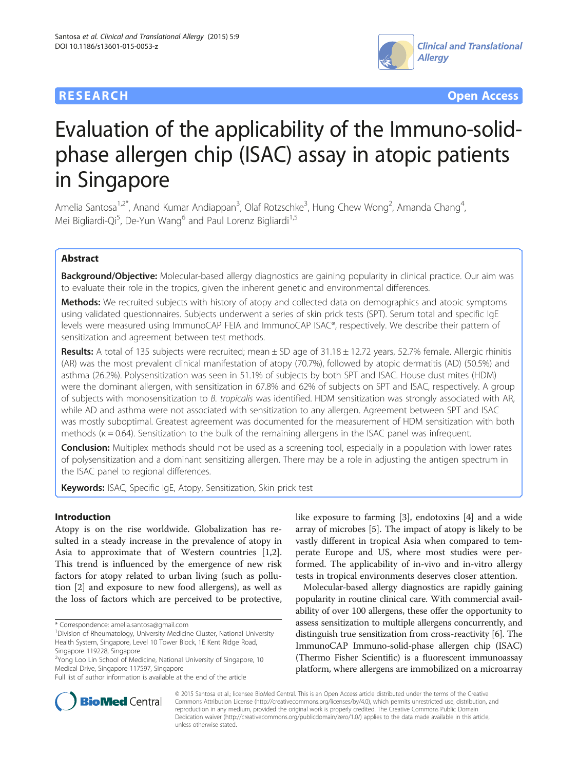RESEARCH Open Access

# Evaluation of the applicability of the Immuno-solid-phase allergen chip (ISAC) assay in atopic patients in Singapore

Amelia Santosa[1,2*], Anand Kumar Andiappan[3], Olaf Rotzschke[3], Hung Chew Wong[2], Amanda Chang[4], Mei Bigliardi-Qi[5], De-Yun Wang[6] and Paul Lorenz Bigliardi[1,5]

## Abstract

**Background/Objective:** Molecular-based allergy diagnostics are gaining popularity in clinical practice. Our aim was to evaluate their role in the tropics, given the inherent genetic and environmental differences.

**Methods:** We recruited subjects with history of atopy and collected data on demographics and atopic symptoms using validated questionnaires. Subjects underwent a series of skin prick tests (SPT). Serum total and specific IgE levels were measured using ImmunoCAP FEIA and ImmunoCAP ISAC®, respectively. We describe their pattern of sensitization and agreement between test methods.

**Results:** A total of 135 subjects were recruited; mean ± SD age of 31.18 ± 12.72 years, 52.7% female. Allergic rhinitis (AR) was the most prevalent clinical manifestation of atopy (70.7%), followed by atopic dermatitis (AD) (50.5%) and asthma (26.2%). Polysensitization was seen in 51.1% of subjects by both SPT and ISAC. House dust mites (HDM) were the dominant allergen, with sensitization in 67.8% and 62% of subjects on SPT and ISAC, respectively. A group of subjects with monosensitization to *B. tropicalis* was identified. HDM sensitization was strongly associated with AR, while AD and asthma were not associated with sensitization to any allergen. Agreement between SPT and ISAC was mostly suboptimal. Greatest agreement was documented for the measurement of HDM sensitization with both methods (κ = 0.64). Sensitization to the bulk of the remaining allergens in the ISAC panel was infrequent.

**Conclusion:** Multiplex methods should not be used as a screening tool, especially in a population with lower rates of polysensitization and a dominant sensitizing allergen. There may be a role in adjusting the antigen spectrum in the ISAC panel to regional differences.

**Keywords:** ISAC, Specific IgE, Atopy, Sensitization, Skin prick test

## Introduction

Atopy is on the rise worldwide. Globalization has resulted in a steady increase in the prevalence of atopy in Asia to approximate that of Western countries [1,2]. This trend is influenced by the emergence of new risk factors for atopy related to urban living (such as pollution [2] and exposure to new food allergens), as well as the loss of factors which are perceived to be protective, like exposure to farming [3], endotoxins [4] and a wide array of microbes [5]. The impact of atopy is likely to be vastly different in tropical Asia when compared to temperate Europe and US, where most studies were performed. The applicability of in-vivo and in-vitro allergy tests in tropical environments deserves closer attention.

Molecular-based allergy diagnostics are rapidly gaining popularity in routine clinical care. With commercial availability of over 100 allergens, these offer the opportunity to assess sensitization to multiple allergens concurrently, and distinguish true sensitization from cross-reactivity [6]. The ImmunoCAP Immuno-solid-phase allergen chip (ISAC) (Thermo Fisher Scientific) is a fluorescent immunoassay platform, where allergens are immobilized on a microarray

---

* Correspondence: amelia.santosa@gmail.com
[1]Division of Rheumatology, University Medicine Cluster, National University Health System, Singapore, Level 10 Tower Block, 1E Kent Ridge Road, Singapore 119228, Singapore
[2]Yong Loo Lin School of Medicine, National University of Singapore, 10 Medical Drive, Singapore 117597, Singapore
Full list of author information is available at the end of the article

© 2015 Santosa et al.; licensee BioMed Central. This is an Open Access article distributed under the terms of the Creative Commons Attribution License (http://creativecommons.org/licenses/by/4.0), which permits unrestricted use, distribution, and reproduction in any medium, provided the original work is properly credited. The Creative Commons Public Domain Dedication waiver (http://creativecommons.org/publicdomain/zero/1.0/) applies to the data made available in this article, unless otherwise stated.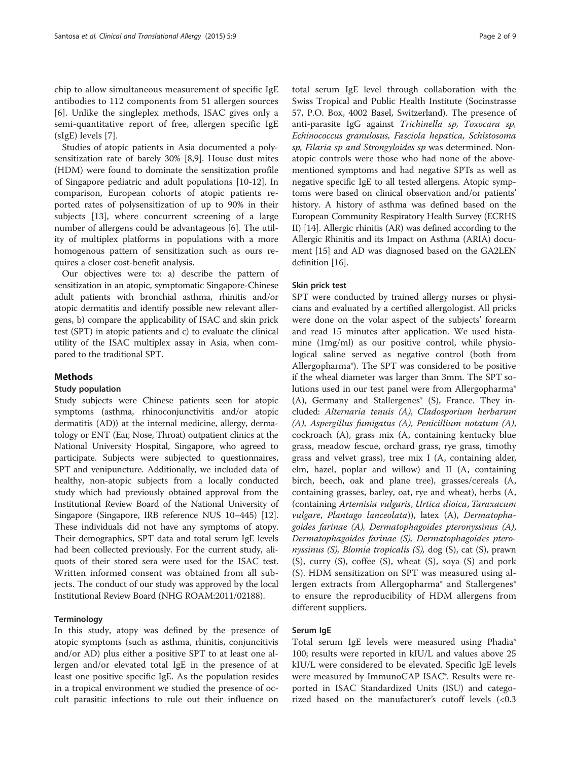chip to allow simultaneous measurement of specific IgE antibodies to 112 components from 51 allergen sources [6]. Unlike the singleplex methods, ISAC gives only a semi-quantitative report of free, allergen specific IgE (sIgE) levels [7].

Studies of atopic patients in Asia documented a polysensitization rate of barely 30% [8,9]. House dust mites (HDM) were found to dominate the sensitization profile of Singapore pediatric and adult populations [10-12]. In comparison, European cohorts of atopic patients reported rates of polysensitization of up to 90% in their subjects [13], where concurrent screening of a large number of allergens could be advantageous [6]. The utility of multiplex platforms in populations with a more homogenous pattern of sensitization such as ours requires a closer cost-benefit analysis.

Our objectives were to: a) describe the pattern of sensitization in an atopic, symptomatic Singapore-Chinese adult patients with bronchial asthma, rhinitis and/or atopic dermatitis and identify possible new relevant allergens, b) compare the applicability of ISAC and skin prick test (SPT) in atopic patients and c) to evaluate the clinical utility of the ISAC multiplex assay in Asia, when compared to the traditional SPT.

## Methods

### Study population

Study subjects were Chinese patients seen for atopic symptoms (asthma, rhinoconjunctivitis and/or atopic dermatitis (AD)) at the internal medicine, allergy, dermatology or ENT (Ear, Nose, Throat) outpatient clinics at the National University Hospital, Singapore, who agreed to participate. Subjects were subjected to questionnaires, SPT and venipuncture. Additionally, we included data of healthy, non-atopic subjects from a locally conducted study which had previously obtained approval from the Institutional Review Board of the National University of Singapore (Singapore, IRB reference NUS 10–445) [12]. These individuals did not have any symptoms of atopy. Their demographics, SPT data and total serum IgE levels had been collected previously. For the current study, aliquots of their stored sera were used for the ISAC test. Written informed consent was obtained from all subjects. The conduct of our study was approved by the local Institutional Review Board (NHG ROAM:2011/02188).

### Terminology

In this study, atopy was defined by the presence of atopic symptoms (such as asthma, rhinitis, conjunctivitis and/or AD) plus either a positive SPT to at least one allergen and/or elevated total IgE in the presence of at least one positive specific IgE. As the population resides in a tropical environment we studied the presence of occult parasitic infections to rule out their influence on total serum IgE level through collaboration with the Swiss Tropical and Public Health Institute (Socinstrasse 57, P.O. Box, 4002 Basel, Switzerland). The presence of anti-parasite IgG against *Trichinella sp, Toxocara sp, Echinococcus granulosus, Fasciola hepatica, Schistosoma sp, Filaria sp and Strongyloides sp* was determined. Non-atopic controls were those who had none of the above-mentioned symptoms and had negative SPTs as well as negative specific IgE to all tested allergens. Atopic symptoms were based on clinical observation and/or patients' history. A history of asthma was defined based on the European Community Respiratory Health Survey (ECRHS II) [14]. Allergic rhinitis (AR) was defined according to the Allergic Rhinitis and its Impact on Asthma (ARIA) document [15] and AD was diagnosed based on the GA2LEN definition [16].

### Skin prick test

SPT were conducted by trained allergy nurses or physicians and evaluated by a certified allergologist. All pricks were done on the volar aspect of the subjects' forearm and read 15 minutes after application. We used histamine (1mg/ml) as our positive control, while physiological saline served as negative control (both from Allergopharma®). The SPT was considered to be positive if the wheal diameter was larger than 3mm. The SPT solutions used in our test panel were from Allergopharma® (A), Germany and Stallergenes® (S), France. They included: *Alternaria tenuis (A), Cladosporium herbarum (A), Aspergillus fumigatus (A), Penicillium notatum (A)*, cockroach (A), grass mix (A, containing kentucky blue grass, meadow fescue, orchard grass, rye grass, timothy grass and velvet grass), tree mix I (A, containing alder, elm, hazel, poplar and willow) and II (A, containing birch, beech, oak and plane tree), grasses/cereals (A, containing grasses, barley, oat, rye and wheat), herbs (A, (containing *Artemisia vulgaris*, *Urtica dioica*, *Taraxacum vulgare*, *Plantago lanceolata*)), latex (A), *Dermatophagoides farinae (A), Dermatophagoides pteronyssinus (A), Dermatophagoides farinae (S), Dermatophagoides pteronyssinus (S), Blomia tropicalis (S)*, dog (S), cat (S), prawn (S), curry (S), coffee (S), wheat (S), soya (S) and pork (S). HDM sensitization on SPT was measured using allergen extracts from Allergopharma® and Stallergenes® to ensure the reproducibility of HDM allergens from different suppliers.

### Serum IgE

Total serum IgE levels were measured using Phadia® 100; results were reported in kIU/L and values above 25 kIU/L were considered to be elevated. Specific IgE levels were measured by ImmunoCAP ISAC®. Results were reported in ISAC Standardized Units (ISU) and categorized based on the manufacturer's cutoff levels (<0.3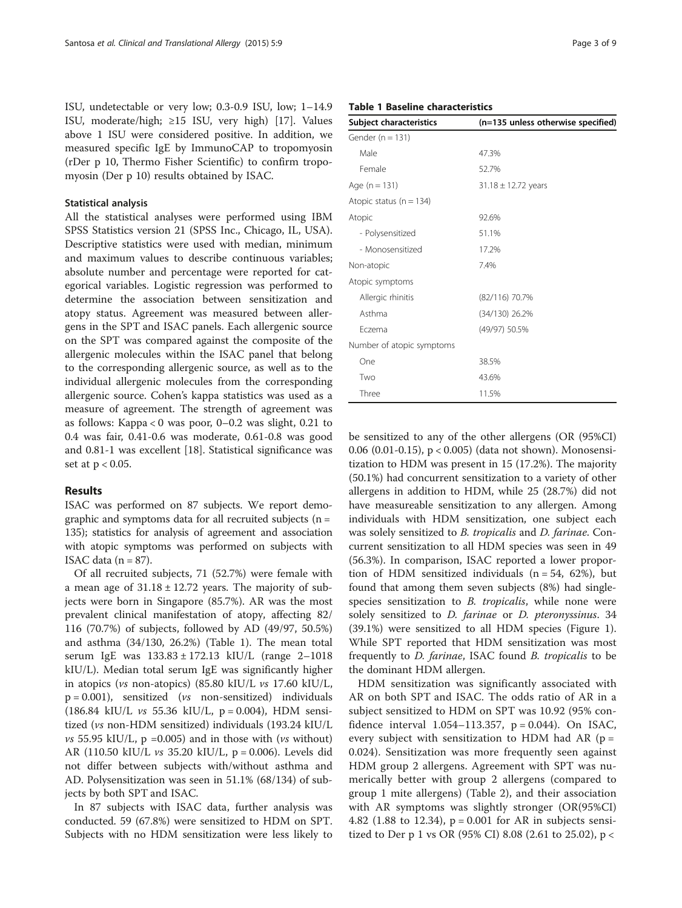ISU, undetectable or very low; 0.3-0.9 ISU, low; 1–14.9 ISU, moderate/high; ≥15 ISU, very high) [17]. Values above 1 ISU were considered positive. In addition, we measured specific IgE by ImmunoCAP to tropomyosin (rDer p 10, Thermo Fisher Scientific) to confirm tropomyosin (Der p 10) results obtained by ISAC.

### Statistical analysis

All the statistical analyses were performed using IBM SPSS Statistics version 21 (SPSS Inc., Chicago, IL, USA). Descriptive statistics were used with median, minimum and maximum values to describe continuous variables; absolute number and percentage were reported for categorical variables. Logistic regression was performed to determine the association between sensitization and atopy status. Agreement was measured between allergens in the SPT and ISAC panels. Each allergenic source on the SPT was compared against the composite of the allergenic molecules within the ISAC panel that belong to the corresponding allergenic source, as well as to the individual allergenic molecules from the corresponding allergenic source. Cohen's kappa statistics was used as a measure of agreement. The strength of agreement was as follows: Kappa < 0 was poor, 0–0.2 was slight, 0.21 to 0.4 was fair, 0.41-0.6 was moderate, 0.61-0.8 was good and 0.81-1 was excellent [18]. Statistical significance was set at $p < 0.05$.

## Results

ISAC was performed on 87 subjects. We report demographic and symptoms data for all recruited subjects (n = 135); statistics for analysis of agreement and association with atopic symptoms was performed on subjects with ISAC data (n = 87).

Of all recruited subjects, 71 (52.7%) were female with a mean age of 31.18 ± 12.72 years. The majority of subjects were born in Singapore (85.7%). AR was the most prevalent clinical manifestation of atopy, affecting 82/116 (70.7%) of subjects, followed by AD (49/97, 50.5%) and asthma (34/130, 26.2%) (Table 1). The mean total serum IgE was 133.83 ± 172.13 kIU/L (range 2–1018 kIU/L). Median total serum IgE was significantly higher in atopics (*vs* non-atopics) (85.80 kIU/L *vs* 17.60 kIU/L, p = 0.001), sensitized (*vs* non-sensitized) individuals (186.84 kIU/L *vs* 55.36 kIU/L, p = 0.004), HDM sensitized (*vs* non-HDM sensitized) individuals (193.24 kIU/L *vs* 55.95 kIU/L, p =0.005) and in those with (*vs* without) AR (110.50 kIU/L *vs* 35.20 kIU/L, p = 0.006). Levels did not differ between subjects with/without asthma and AD. Polysensitization was seen in 51.1% (68/134) of subjects by both SPT and ISAC.

In 87 subjects with ISAC data, further analysis was conducted. 59 (67.8%) were sensitized to HDM on SPT. Subjects with no HDM sensitization were less likely to

**Table 1 Baseline characteristics**

| Subject characteristics | (n=135 unless otherwise specified) |
| --- | --- |
| Gender (n = 131) | |
| Male | 47.3% |
| Female | 52.7% |
| Age (n = 131) | 31.18 ± 12.72 years |
| Atopic status (n = 134) | |
| Atopic | 92.6% |
| - Polysensitized | 51.1% |
| - Monosensitized | 17.2% |
| Non-atopic | 7.4% |
| Atopic symptoms | |
| Allergic rhinitis | (82/116) 70.7% |
| Asthma | (34/130) 26.2% |
| Eczema | (49/97) 50.5% |
| Number of atopic symptoms | |
| One | 38.5% |
| Two | 43.6% |
| Three | 11.5% |

be sensitized to any of the other allergens (OR (95%CI) 0.06 (0.01-0.15), p < 0.005) (data not shown). Monosensitization to HDM was present in 15 (17.2%). The majority (50.1%) had concurrent sensitization to a variety of other allergens in addition to HDM, while 25 (28.7%) did not have measureable sensitization to any allergen. Among individuals with HDM sensitization, one subject each was solely sensitized to *B. tropicalis* and *D. farinae*. Concurrent sensitization to all HDM species was seen in 49 (56.3%). In comparison, ISAC reported a lower proportion of HDM sensitized individuals (n = 54, 62%), but found that among them seven subjects (8%) had single-species sensitization to *B. tropicalis*, while none were solely sensitized to *D. farinae* or *D. pteronyssinus*. 34 (39.1%) were sensitized to all HDM species (Figure 1). While SPT reported that HDM sensitization was most frequently to *D. farinae*, ISAC found *B. tropicalis* to be the dominant HDM allergen.

HDM sensitization was significantly associated with AR on both SPT and ISAC. The odds ratio of AR in a subject sensitized to HDM on SPT was 10.92 (95% confidence interval 1.054–113.357, p = 0.044). On ISAC, every subject with sensitization to HDM had AR (p = 0.024). Sensitization was more frequently seen against HDM group 2 allergens. Agreement with SPT was numerically better with group 2 allergens (compared to group 1 mite allergens) (Table 2), and their association with AR symptoms was slightly stronger (OR(95%CI) 4.82 (1.88 to 12.34), p = 0.001 for AR in subjects sensitized to Der p 1 vs OR (95% CI) 8.08 (2.61 to 25.02), p <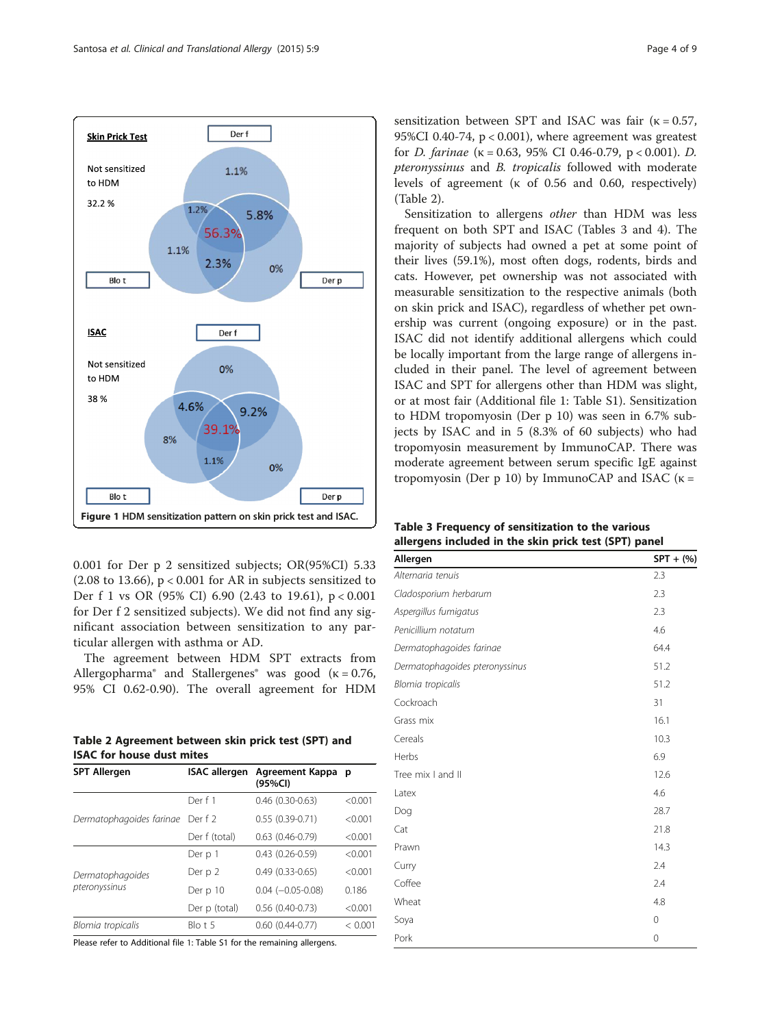Figure 1 HDM sensitization pattern on skin prick test and ISAC.

0.001 for Der p 2 sensitized subjects; OR(95%CI) 5.33 (2.08 to 13.66), p < 0.001 for AR in subjects sensitized to Der f 1 vs OR (95% CI) 6.90 (2.43 to 19.61), p < 0.001 for Der f 2 sensitized subjects). We did not find any significant association between sensitization to any particular allergen with asthma or AD.

The agreement between HDM SPT extracts from Allergopharma® and Stallergenes® was good (κ = 0.76, 95% CI 0.62-0.90). The overall agreement for HDM sensitization between SPT and ISAC was fair (κ = 0.57, 95%CI 0.40-74, p < 0.001), where agreement was greatest for *D. farinae* (κ = 0.63, 95% CI 0.46-0.79, p < 0.001). *D. pteronyssinus* and *B. tropicalis* followed with moderate levels of agreement (κ of 0.56 and 0.60, respectively) (Table 2).

Sensitization to allergens *other* than HDM was less frequent on both SPT and ISAC (Tables 3 and 4). The majority of subjects had owned a pet at some point of their lives (59.1%), most often dogs, rodents, birds and cats. However, pet ownership was not associated with measurable sensitization to the respective animals (both on skin prick and ISAC), regardless of whether pet ownership was current (ongoing exposure) or in the past. ISAC did not identify additional allergens which could be locally important from the large range of allergens included in their panel. The level of agreement between ISAC and SPT for allergens other than HDM was slight, or at most fair (Additional file 1: Table S1). Sensitization to HDM tropomyosin (Der p 10) was seen in 6.7% subjects by ISAC and in 5 (8.3% of 60 subjects) who had tropomyosin measurement by ImmunoCAP. There was moderate agreement between serum specific IgE against tropomyosin (Der p 10) by ImmunoCAP and ISAC (κ =

**Table 2 Agreement between skin prick test (SPT) and ISAC for house dust mites**

| SPT Allergen | ISAC allergen | Agreement Kappa (95%CI) | p |
|---|---|---|---|
| *Dermatophagoides farinae* | Der f 1 | 0.46 (0.30-0.63) | <0.001 |
| | Der f 2 | 0.55 (0.39-0.71) | <0.001 |
| | Der f (total) | 0.63 (0.46-0.79) | <0.001 |
| *Dermatophagoides pteronyssinus* | Der p 1 | 0.43 (0.26-0.59) | <0.001 |
| | Der p 2 | 0.49 (0.33-0.65) | <0.001 |
| | Der p 10 | 0.04 (−0.05-0.08) | 0.186 |
| | Der p (total) | 0.56 (0.40-0.73) | <0.001 |
| *Blomia tropicalis* | Blo t 5 | 0.60 (0.44-0.77) | < 0.001 |

Please refer to Additional file 1: Table S1 for the remaining allergens.

**Table 3 Frequency of sensitization to the various allergens included in the skin prick test (SPT) panel**

| Allergen | SPT + (%) |
|---|---|
| *Alternaria tenuis* | 2.3 |
| *Cladosporium herbarum* | 2.3 |
| *Aspergillus fumigatus* | 2.3 |
| *Penicillium notatum* | 4.6 |
| *Dermatophagoides farinae* | 64.4 |
| *Dermatophagoides pteronyssinus* | 51.2 |
| *Blomia tropicalis* | 51.2 |
| Cockroach | 31 |
| Grass mix | 16.1 |
| Cereals | 10.3 |
| Herbs | 6.9 |
| Tree mix I and II | 12.6 |
| Latex | 4.6 |
| Dog | 28.7 |
| Cat | 21.8 |
| Prawn | 14.3 |
| Curry | 2.4 |
| Coffee | 2.4 |
| Wheat | 4.8 |
| Soya | 0 |
| Pork | 0 |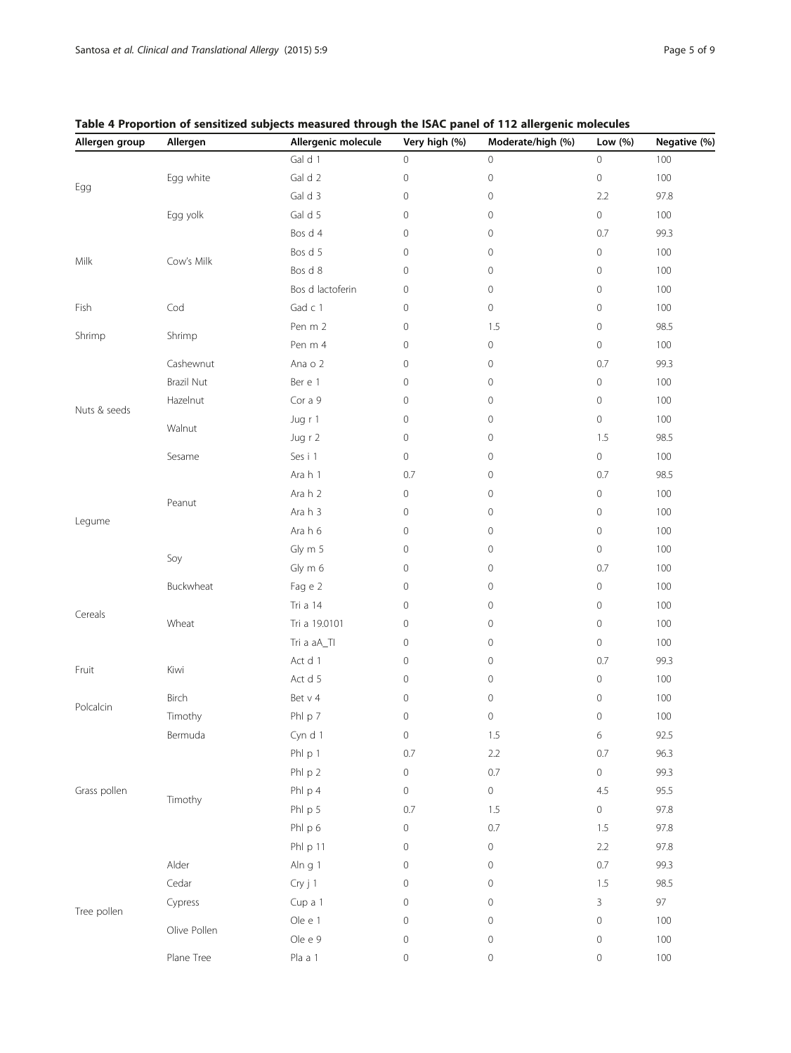**Table 4 Proportion of sensitized subjects measured through the ISAC panel of 112 allergenic molecules**

| Allergen group | Allergen | Allergenic molecule | Very high (%) | Moderate/high (%) | Low (%) | Negative (%) |
|---|---|---|---|---|---|---|
| Egg | Egg white | Gal d 1 | 0 | 0 | 0 | 100 |
| | | Gal d 2 | 0 | 0 | 0 | 100 |
| | | Gal d 3 | 0 | 0 | 2.2 | 97.8 |
| | Egg yolk | Gal d 5 | 0 | 0 | 0 | 100 |
| Milk | Cow's Milk | Bos d 4 | 0 | 0 | 0.7 | 99.3 |
| | | Bos d 5 | 0 | 0 | 0 | 100 |
| | | Bos d 8 | 0 | 0 | 0 | 100 |
| | | Bos d lactoferin | 0 | 0 | 0 | 100 |
| Fish | Cod | Gad c 1 | 0 | 0 | 0 | 100 |
| Shrimp | Shrimp | Pen m 2 | 0 | 1.5 | 0 | 98.5 |
| | | Pen m 4 | 0 | 0 | 0 | 100 |
| Nuts & seeds | Cashewnut | Ana o 2 | 0 | 0 | 0.7 | 99.3 |
| | Brazil Nut | Ber e 1 | 0 | 0 | 0 | 100 |
| | Hazelnut | Cor a 9 | 0 | 0 | 0 | 100 |
| | Walnut | Jug r 1 | 0 | 0 | 0 | 100 |
| | | Jug r 2 | 0 | 0 | 1.5 | 98.5 |
| | Sesame | Ses i 1 | 0 | 0 | 0 | 100 |
| Legume | Peanut | Ara h 1 | 0.7 | 0 | 0.7 | 98.5 |
| | | Ara h 2 | 0 | 0 | 0 | 100 |
| | | Ara h 3 | 0 | 0 | 0 | 100 |
| | | Ara h 6 | 0 | 0 | 0 | 100 |
| | Soy | Gly m 5 | 0 | 0 | 0 | 100 |
| | | Gly m 6 | 0 | 0 | 0.7 | 100 |
| Cereals | Buckwheat | Fag e 2 | 0 | 0 | 0 | 100 |
| | Wheat | Tri a 14 | 0 | 0 | 0 | 100 |
| | | Tri a 19.0101 | 0 | 0 | 0 | 100 |
| | | Tri a aA_TI | 0 | 0 | 0 | 100 |
| Fruit | Kiwi | Act d 1 | 0 | 0 | 0.7 | 99.3 |
| | | Act d 5 | 0 | 0 | 0 | 100 |
| Polcalcin | Birch | Bet v 4 | 0 | 0 | 0 | 100 |
| | Timothy | Phl p 7 | 0 | 0 | 0 | 100 |
| Grass pollen | Bermuda | Cyn d 1 | 0 | 1.5 | 6 | 92.5 |
| | Timothy | Phl p 1 | 0.7 | 2.2 | 0.7 | 96.3 |
| | | Phl p 2 | 0 | 0.7 | 0 | 99.3 |
| | | Phl p 4 | 0 | 0 | 4.5 | 95.5 |
| | | Phl p 5 | 0.7 | 1.5 | 0 | 97.8 |
| | | Phl p 6 | 0 | 0.7 | 1.5 | 97.8 |
| | | Phl p 11 | 0 | 0 | 2.2 | 97.8 |
| Tree pollen | Alder | Aln g 1 | 0 | 0 | 0.7 | 99.3 |
| | Cedar | Cry j 1 | 0 | 0 | 1.5 | 98.5 |
| | Cypress | Cup a 1 | 0 | 0 | 3 | 97 |
| | Olive Pollen | Ole e 1 | 0 | 0 | 0 | 100 |
| | | Ole e 9 | 0 | 0 | 0 | 100 |
| | Plane Tree | Pla a 1 | 0 | 0 | 0 | 100 |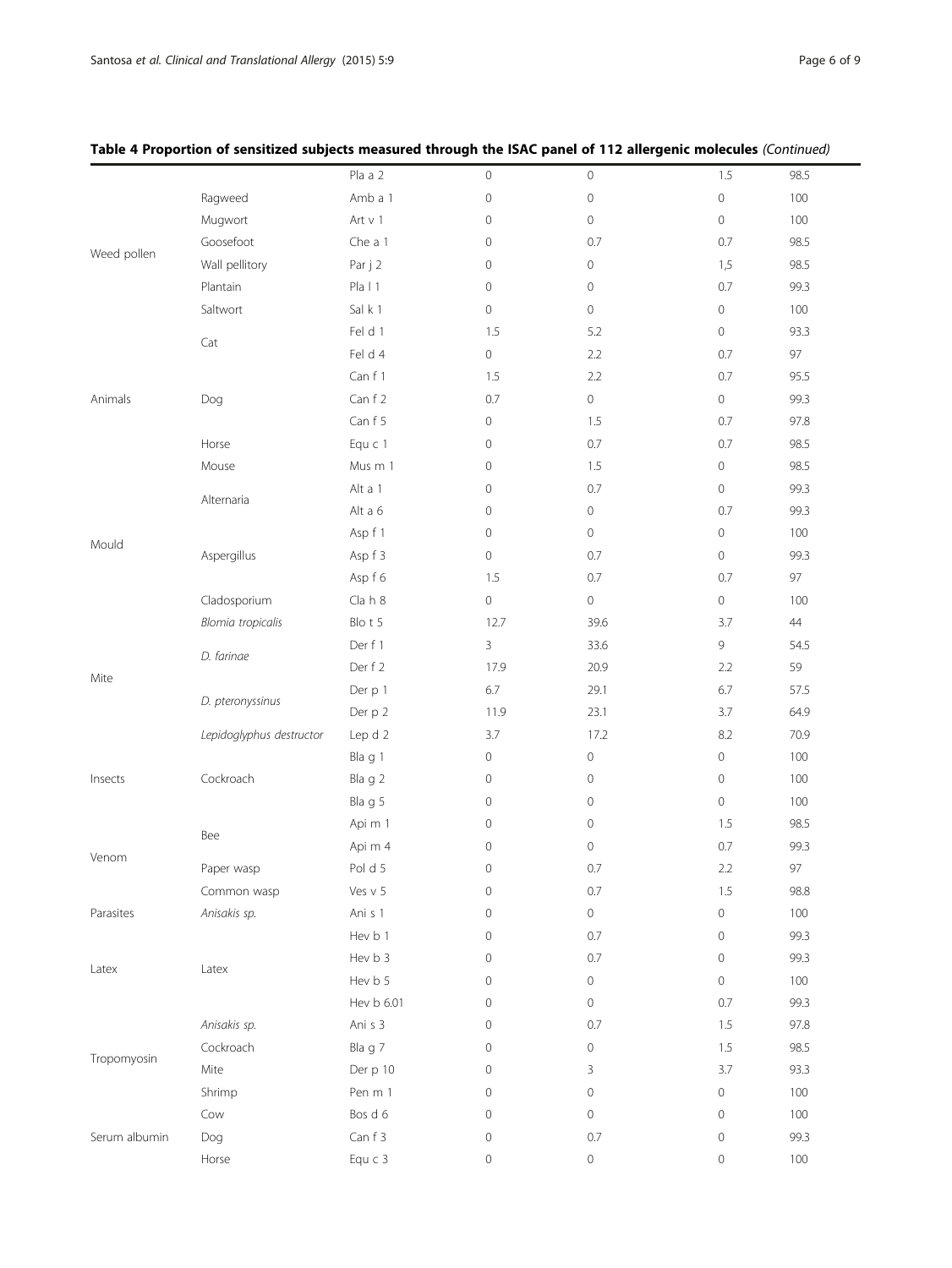**Table 4 Proportion of sensitized subjects measured through the ISAC panel of 112 allergenic molecules** *(Continued)*

| | | | | | | |
|---|---|---|---|---|---|---|
| | | Pla a 2 | 0 | 0 | 1.5 | 98.5 |
| Weed pollen | Ragweed | Amb a 1 | 0 | 0 | 0 | 100 |
| | Mugwort | Art v 1 | 0 | 0 | 0 | 100 |
| | Goosefoot | Che a 1 | 0 | 0.7 | 0.7 | 98.5 |
| | Wall pellitory | Par j 2 | 0 | 0 | 1,5 | 98.5 |
| | Plantain | Pla l 1 | 0 | 0 | 0.7 | 99.3 |
| | Saltwort | Sal k 1 | 0 | 0 | 0 | 100 |
| Animals | Cat | Fel d 1 | 1.5 | 5.2 | 0 | 93.3 |
| | | Fel d 4 | 0 | 2.2 | 0.7 | 97 |
| | Dog | Can f 1 | 1.5 | 2.2 | 0.7 | 95.5 |
| | | Can f 2 | 0.7 | 0 | 0 | 99.3 |
| | | Can f 5 | 0 | 1.5 | 0.7 | 97.8 |
| | Horse | Equ c 1 | 0 | 0.7 | 0.7 | 98.5 |
| | Mouse | Mus m 1 | 0 | 1.5 | 0 | 98.5 |
| Mould | Alternaria | Alt a 1 | 0 | 0.7 | 0 | 99.3 |
| | | Alt a 6 | 0 | 0 | 0.7 | 99.3 |
| | Aspergillus | Asp f 1 | 0 | 0 | 0 | 100 |
| | | Asp f 3 | 0 | 0.7 | 0 | 99.3 |
| | | Asp f 6 | 1.5 | 0.7 | 0.7 | 97 |
| | Cladosporium | Cla h 8 | 0 | 0 | 0 | 100 |
| Mite | *Blomia tropicalis* | Blo t 5 | 12.7 | 39.6 | 3.7 | 44 |
| | *D. farinae* | Der f 1 | 3 | 33.6 | 9 | 54.5 |
| | | Der f 2 | 17.9 | 20.9 | 2.2 | 59 |
| | *D. pteronyssinus* | Der p 1 | 6.7 | 29.1 | 6.7 | 57.5 |
| | | Der p 2 | 11.9 | 23.1 | 3.7 | 64.9 |
| | *Lepidoglyphus destructor* | Lep d 2 | 3.7 | 17.2 | 8.2 | 70.9 |
| Insects | Cockroach | Bla g 1 | 0 | 0 | 0 | 100 |
| | | Bla g 2 | 0 | 0 | 0 | 100 |
| | | Bla g 5 | 0 | 0 | 0 | 100 |
| Venom | Bee | Api m 1 | 0 | 0 | 1.5 | 98.5 |
| | | Api m 4 | 0 | 0 | 0.7 | 99.3 |
| | Paper wasp | Pol d 5 | 0 | 0.7 | 2.2 | 97 |
| | Common wasp | Ves v 5 | 0 | 0.7 | 1.5 | 98.8 |
| Parasites | *Anisakis sp.* | Ani s 1 | 0 | 0 | 0 | 100 |
| Latex | Latex | Hev b 1 | 0 | 0.7 | 0 | 99.3 |
| | | Hev b 3 | 0 | 0.7 | 0 | 99.3 |
| | | Hev b 5 | 0 | 0 | 0 | 100 |
| | | Hev b 6.01 | 0 | 0 | 0.7 | 99.3 |
| Tropomyosin | *Anisakis sp.* | Ani s 3 | 0 | 0.7 | 1.5 | 97.8 |
| | Cockroach | Bla g 7 | 0 | 0 | 1.5 | 98.5 |
| | Mite | Der p 10 | 0 | 3 | 3.7 | 93.3 |
| | Shrimp | Pen m 1 | 0 | 0 | 0 | 100 |
| Serum albumin | Cow | Bos d 6 | 0 | 0 | 0 | 100 |
| | Dog | Can f 3 | 0 | 0.7 | 0 | 99.3 |
| | Horse | Equ c 3 | 0 | 0 | 0 | 100 |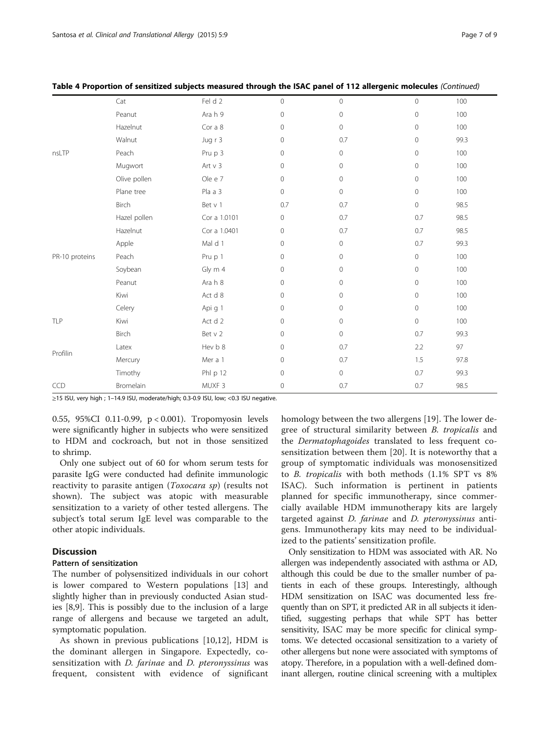**Table 4 Proportion of sensitized subjects measured through the ISAC panel of 112 allergenic molecules** *(Continued)*

| | | | | | | |
|---|---|---|---|---|---|---|
| | Cat | Fel d 2 | 0 | 0 | 0 | 100 |
| | Peanut | Ara h 9 | 0 | 0 | 0 | 100 |
| | Hazelnut | Cor a 8 | 0 | 0 | 0 | 100 |
| | Walnut | Jug r 3 | 0 | 0.7 | 0 | 99.3 |
| nsLTP | Peach | Pru p 3 | 0 | 0 | 0 | 100 |
| | Mugwort | Art v 3 | 0 | 0 | 0 | 100 |
| | Olive pollen | Ole e 7 | 0 | 0 | 0 | 100 |
| | Plane tree | Pla a 3 | 0 | 0 | 0 | 100 |
| | Birch | Bet v 1 | 0.7 | 0.7 | 0 | 98.5 |
| | Hazel pollen | Cor a 1.0101 | 0 | 0.7 | 0.7 | 98.5 |
| | Hazelnut | Cor a 1.0401 | 0 | 0.7 | 0.7 | 98.5 |
| | Apple | Mal d 1 | 0 | 0 | 0.7 | 99.3 |
| PR-10 proteins | Peach | Pru p 1 | 0 | 0 | 0 | 100 |
| | Soybean | Gly m 4 | 0 | 0 | 0 | 100 |
| | Peanut | Ara h 8 | 0 | 0 | 0 | 100 |
| | Kiwi | Act d 8 | 0 | 0 | 0 | 100 |
| | Celery | Api g 1 | 0 | 0 | 0 | 100 |
| TLP | Kiwi | Act d 2 | 0 | 0 | 0 | 100 |
| | Birch | Bet v 2 | 0 | 0 | 0.7 | 99.3 |
| Profilin | Latex | Hev b 8 | 0 | 0.7 | 2.2 | 97 |
| | Mercury | Mer a 1 | 0 | 0.7 | 1.5 | 97.8 |
| | Timothy | Phl p 12 | 0 | 0 | 0.7 | 99.3 |
| CCD | Bromelain | MUXF 3 | 0 | 0.7 | 0.7 | 98.5 |

≥15 ISU, very high ; 1–14.9 ISU, moderate/high; 0.3-0.9 ISU, low; <0.3 ISU negative.

0.55, 95%CI 0.11-0.99, $p < 0.001$). Tropomyosin levels were significantly higher in subjects who were sensitized to HDM and cockroach, but not in those sensitized to shrimp.

Only one subject out of 60 for whom serum tests for parasite IgG were conducted had definite immunologic reactivity to parasite antigen (*Toxocara sp*) (results not shown). The subject was atopic with measurable sensitization to a variety of other tested allergens. The subject's total serum IgE level was comparable to the other atopic individuals.

## Discussion

### Pattern of sensitization

The number of polysensitized individuals in our cohort is lower compared to Western populations [13] and slightly higher than in previously conducted Asian studies [8,9]. This is possibly due to the inclusion of a large range of allergens and because we targeted an adult, symptomatic population.

As shown in previous publications [10,12], HDM is the dominant allergen in Singapore. Expectedly, co-sensitization with *D. farinae* and *D. pteronyssinus* was frequent, consistent with evidence of significant homology between the two allergens [19]. The lower degree of structural similarity between *B. tropicalis* and the *Dermatophagoides* translated to less frequent co-sensitization between them [20]. It is noteworthy that a group of symptomatic individuals was monosensitized to *B. tropicalis* with both methods (1.1% SPT vs 8% ISAC). Such information is pertinent in patients planned for specific immunotherapy, since commercially available HDM immunotherapy kits are largely targeted against *D. farinae* and *D. pteronyssinus* antigens. Immunotherapy kits may need to be individualized to the patients' sensitization profile.

Only sensitization to HDM was associated with AR. No allergen was independently associated with asthma or AD, although this could be due to the smaller number of patients in each of these groups. Interestingly, although HDM sensitization on ISAC was documented less frequently than on SPT, it predicted AR in all subjects it identified, suggesting perhaps that while SPT has better sensitivity, ISAC may be more specific for clinical symptoms. We detected occasional sensitization to a variety of other allergens but none were associated with symptoms of atopy. Therefore, in a population with a well-defined dominant allergen, routine clinical screening with a multiplex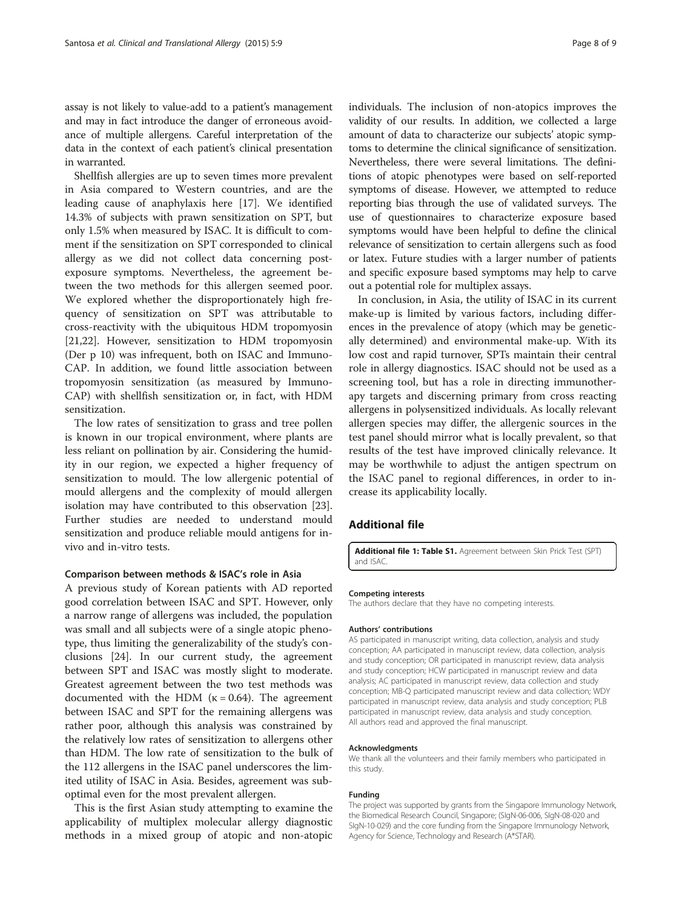assay is not likely to value-add to a patient's management and may in fact introduce the danger of erroneous avoidance of multiple allergens. Careful interpretation of the data in the context of each patient's clinical presentation in warranted.

Shellfish allergies are up to seven times more prevalent in Asia compared to Western countries, and are the leading cause of anaphylaxis here [17]. We identified 14.3% of subjects with prawn sensitization on SPT, but only 1.5% when measured by ISAC. It is difficult to comment if the sensitization on SPT corresponded to clinical allergy as we did not collect data concerning post-exposure symptoms. Nevertheless, the agreement between the two methods for this allergen seemed poor. We explored whether the disproportionately high frequency of sensitization on SPT was attributable to cross-reactivity with the ubiquitous HDM tropomyosin [21,22]. However, sensitization to HDM tropomyosin (Der p 10) was infrequent, both on ISAC and ImmunoCAP. In addition, we found little association between tropomyosin sensitization (as measured by ImmunoCAP) with shellfish sensitization or, in fact, with HDM sensitization.

The low rates of sensitization to grass and tree pollen is known in our tropical environment, where plants are less reliant on pollination by air. Considering the humidity in our region, we expected a higher frequency of sensitization to mould. The low allergenic potential of mould allergens and the complexity of mould allergen isolation may have contributed to this observation [23]. Further studies are needed to understand mould sensitization and produce reliable mould antigens for in-vivo and in-vitro tests.

### Comparison between methods & ISAC's role in Asia

A previous study of Korean patients with AD reported good correlation between ISAC and SPT. However, only a narrow range of allergens was included, the population was small and all subjects were of a single atopic phenotype, thus limiting the generalizability of the study's conclusions [24]. In our current study, the agreement between SPT and ISAC was mostly slight to moderate. Greatest agreement between the two test methods was documented with the HDM ($\kappa = 0.64$). The agreement between ISAC and SPT for the remaining allergens was rather poor, although this analysis was constrained by the relatively low rates of sensitization to allergens other than HDM. The low rate of sensitization to the bulk of the 112 allergens in the ISAC panel underscores the limited utility of ISAC in Asia. Besides, agreement was sub-optimal even for the most prevalent allergen.

This is the first Asian study attempting to examine the applicability of multiplex molecular allergy diagnostic methods in a mixed group of atopic and non-atopic individuals. The inclusion of non-atopics improves the validity of our results. In addition, we collected a large amount of data to characterize our subjects' atopic symptoms to determine the clinical significance of sensitization. Nevertheless, there were several limitations. The definitions of atopic phenotypes were based on self-reported symptoms of disease. However, we attempted to reduce reporting bias through the use of validated surveys. The use of questionnaires to characterize exposure based symptoms would have been helpful to define the clinical relevance of sensitization to certain allergens such as food or latex. Future studies with a larger number of patients and specific exposure based symptoms may help to carve out a potential role for multiplex assays.

In conclusion, in Asia, the utility of ISAC in its current make-up is limited by various factors, including differences in the prevalence of atopy (which may be genetically determined) and environmental make-up. With its low cost and rapid turnover, SPTs maintain their central role in allergy diagnostics. ISAC should not be used as a screening tool, but has a role in directing immunotherapy targets and discerning primary from cross reacting allergens in polysensitized individuals. As locally relevant allergen species may differ, the allergenic sources in the test panel should mirror what is locally prevalent, so that results of the test have improved clinically relevance. It may be worthwhile to adjust the antigen spectrum on the ISAC panel to regional differences, in order to increase its applicability locally.

## Additional file

**Additional file 1: Table S1.** Agreement between Skin Prick Test (SPT) and ISAC.

#### Competing interests

The authors declare that they have no competing interests.

#### Authors' contributions

AS participated in manuscript writing, data collection, analysis and study conception; AA participated in manuscript review, data collection, analysis and study conception; OR participated in manuscript review, data analysis and study conception; HCW participated in manuscript review and data analysis; AC participated in manuscript review, data collection and study conception; MB-Q participated manuscript review and data collection; WDY participated in manuscript review, data analysis and study conception; PLB participated in manuscript review, data analysis and study conception. All authors read and approved the final manuscript.

#### Acknowledgments

We thank all the volunteers and their family members who participated in this study.

#### Funding

The project was supported by grants from the Singapore Immunology Network, the Biomedical Research Council, Singapore; (SIgN-06-006, SIgN-08-020 and SIgN-10-029) and the core funding from the Singapore Immunology Network, Agency for Science, Technology and Research (A*STAR).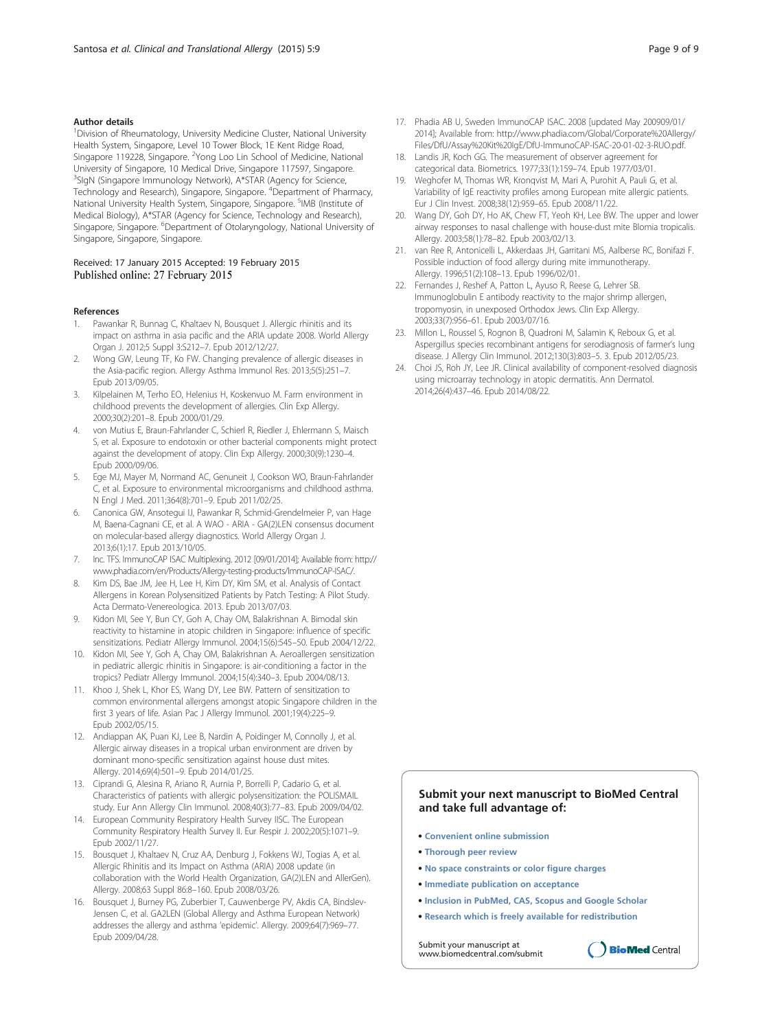### Author details

[1]Division of Rheumatology, University Medicine Cluster, National University Health System, Singapore, Level 10 Tower Block, 1E Kent Ridge Road, Singapore 119228, Singapore. [2]Yong Loo Lin School of Medicine, National University of Singapore, 10 Medical Drive, Singapore 117597, Singapore. [3]SIgN (Singapore Immunology Network), A*STAR (Agency for Science, Technology and Research), Singapore, Singapore. [4]Department of Pharmacy, National University Health System, Singapore, Singapore. [5]IMB (Institute of Medical Biology), A*STAR (Agency for Science, Technology and Research), Singapore, Singapore. [6]Department of Otolaryngology, National University of Singapore, Singapore, Singapore.

Received: 17 January 2015 Accepted: 19 February 2015
Published online: 27 February 2015

### References

1. Pawankar R, Bunnag C, Khaltaev N, Bousquet J. Allergic rhinitis and its impact on asthma in asia pacific and the ARIA update 2008. World Allergy Organ J. 2012;5 Suppl 3:S212–7. Epub 2012/12/27.
2. Wong GW, Leung TF, Ko FW. Changing prevalence of allergic diseases in the Asia-pacific region. Allergy Asthma Immunol Res. 2013;5(5):251–7. Epub 2013/09/05.
3. Kilpelainen M, Terho EO, Helenius H, Koskenvuo M. Farm environment in childhood prevents the development of allergies. Clin Exp Allergy. 2000;30(2):201–8. Epub 2000/01/29.
4. von Mutius E, Braun-Fahrlander C, Schierl R, Riedler J, Ehlermann S, Maisch S, et al. Exposure to endotoxin or other bacterial components might protect against the development of atopy. Clin Exp Allergy. 2000;30(9):1230–4. Epub 2000/09/06.
5. Ege MJ, Mayer M, Normand AC, Genuneit J, Cookson WO, Braun-Fahrlander C, et al. Exposure to environmental microorganisms and childhood asthma. N Engl J Med. 2011;364(8):701–9. Epub 2011/02/25.
6. Canonica GW, Ansotegui IJ, Pawankar R, Schmid-Grendelmeier P, van Hage M, Baena-Cagnani CE, et al. A WAO - ARIA - GA(2)LEN consensus document on molecular-based allergy diagnostics. World Allergy Organ J. 2013;6(1):17. Epub 2013/10/05.
7. Inc. TFS. ImmunoCAP ISAC Multiplexing. 2012 [09/01/2014]; Available from: http://www.phadia.com/en/Products/Allergy-testing-products/ImmunoCAP-ISAC/.
8. Kim DS, Bae JM, Jee H, Lee H, Kim DY, Kim SM, et al. Analysis of Contact Allergens in Korean Polysensitized Patients by Patch Testing: A Pilot Study. Acta Dermato-Venereologica. 2013. Epub 2013/07/03.
9. Kidon MI, See Y, Bun CY, Goh A, Chay OM, Balakrishnan A. Bimodal skin reactivity to histamine in atopic children in Singapore: influence of specific sensitizations. Pediatr Allergy Immunol. 2004;15(6):545–50. Epub 2004/12/22.
10. Kidon MI, See Y, Goh A, Chay OM, Balakrishnan A. Aeroallergen sensitization in pediatric allergic rhinitis in Singapore: is air-conditioning a factor in the tropics? Pediatr Allergy Immunol. 2004;15(4):340–3. Epub 2004/08/13.
11. Khoo J, Shek L, Khor ES, Wang DY, Lee BW. Pattern of sensitization to common environmental allergens amongst atopic Singapore children in the first 3 years of life. Asian Pac J Allergy Immunol. 2001;19(4):225–9. Epub 2002/05/15.
12. Andiappan AK, Puan KJ, Lee B, Nardin A, Poidinger M, Connolly J, et al. Allergic airway diseases in a tropical urban environment are driven by dominant mono-specific sensitization against house dust mites. Allergy. 2014;69(4):501–9. Epub 2014/01/25.
13. Ciprandi G, Alesina R, Ariano R, Aurnia P, Borrelli P, Cadario G, et al. Characteristics of patients with allergic polysensitization: the POLISMAIL study. Eur Ann Allergy Clin Immunol. 2008;40(3):77–83. Epub 2009/04/02.
14. European Community Respiratory Health Survey IISC. The European Community Respiratory Health Survey II. Eur Respir J. 2002;20(5):1071–9. Epub 2002/11/27.
15. Bousquet J, Khaltaev N, Cruz AA, Denburg J, Fokkens WJ, Togias A, et al. Allergic Rhinitis and its Impact on Asthma (ARIA) 2008 update (in collaboration with the World Health Organization, GA(2)LEN and AllerGen). Allergy. 2008;63 Suppl 86:8–160. Epub 2008/03/26.
16. Bousquet J, Burney PG, Zuberbier T, Cauwenberge PV, Akdis CA, Bindslev-Jensen C, et al. GA2LEN (Global Allergy and Asthma European Network) addresses the allergy and asthma 'epidemic'. Allergy. 2009;64(7):969–77. Epub 2009/04/28.
17. Phadia AB U, Sweden ImmunoCAP ISAC. 2008 [updated May 200909/01/2014]; Available from: http://www.phadia.com/Global/Corporate%20Allergy/Files/DfU/Assay%20Kit%20IgE/DfU-ImmunoCAP-ISAC-20-01-02-3-RUO.pdf.
18. Landis JR, Koch GG. The measurement of observer agreement for categorical data. Biometrics. 1977;33(1):159–74. Epub 1977/03/01.
19. Weghofer M, Thomas WR, Kronqvist M, Mari A, Purohit A, Pauli G, et al. Variability of IgE reactivity profiles among European mite allergic patients. Eur J Clin Invest. 2008;38(12):959–65. Epub 2008/11/22.
20. Wang DY, Goh DY, Ho AK, Chew FT, Yeoh KH, Lee BW. The upper and lower airway responses to nasal challenge with house-dust mite Blomia tropicalis. Allergy. 2003;58(1):78–82. Epub 2003/02/13.
21. van Ree R, Antonicelli L, Akkerdaas JH, Garritani MS, Aalberse RC, Bonifazi F. Possible induction of food allergy during mite immunotherapy. Allergy. 1996;51(2):108–13. Epub 1996/02/01.
22. Fernandes J, Reshef A, Patton L, Ayuso R, Reese G, Lehrer SB. Immunoglobulin E antibody reactivity to the major shrimp allergen, tropomyosin, in unexposed Orthodox Jews. Clin Exp Allergy. 2003;33(7):956–61. Epub 2003/07/16.
23. Millon L, Roussel S, Rognon B, Quadroni M, Salamin K, Reboux G, et al. Aspergillus species recombinant antigens for serodiagnosis of farmer's lung disease. J Allergy Clin Immunol. 2012;130(3):803–5. 3. Epub 2012/05/23.
24. Choi JS, Roh JY, Lee JR. Clinical availability of component-resolved diagnosis using microarray technology in atopic dermatitis. Ann Dermatol. 2014;26(4):437–46. Epub 2014/08/22.

**Submit your next manuscript to BioMed Central and take full advantage of:**

- **Convenient online submission**
- **Thorough peer review**
- **No space constraints or color figure charges**
- **Immediate publication on acceptance**
- **Inclusion in PubMed, CAS, Scopus and Google Scholar**
- **Research which is freely available for redistribution**

Submit your manuscript at
www.biomedcentral.com/submit

BioMed Central